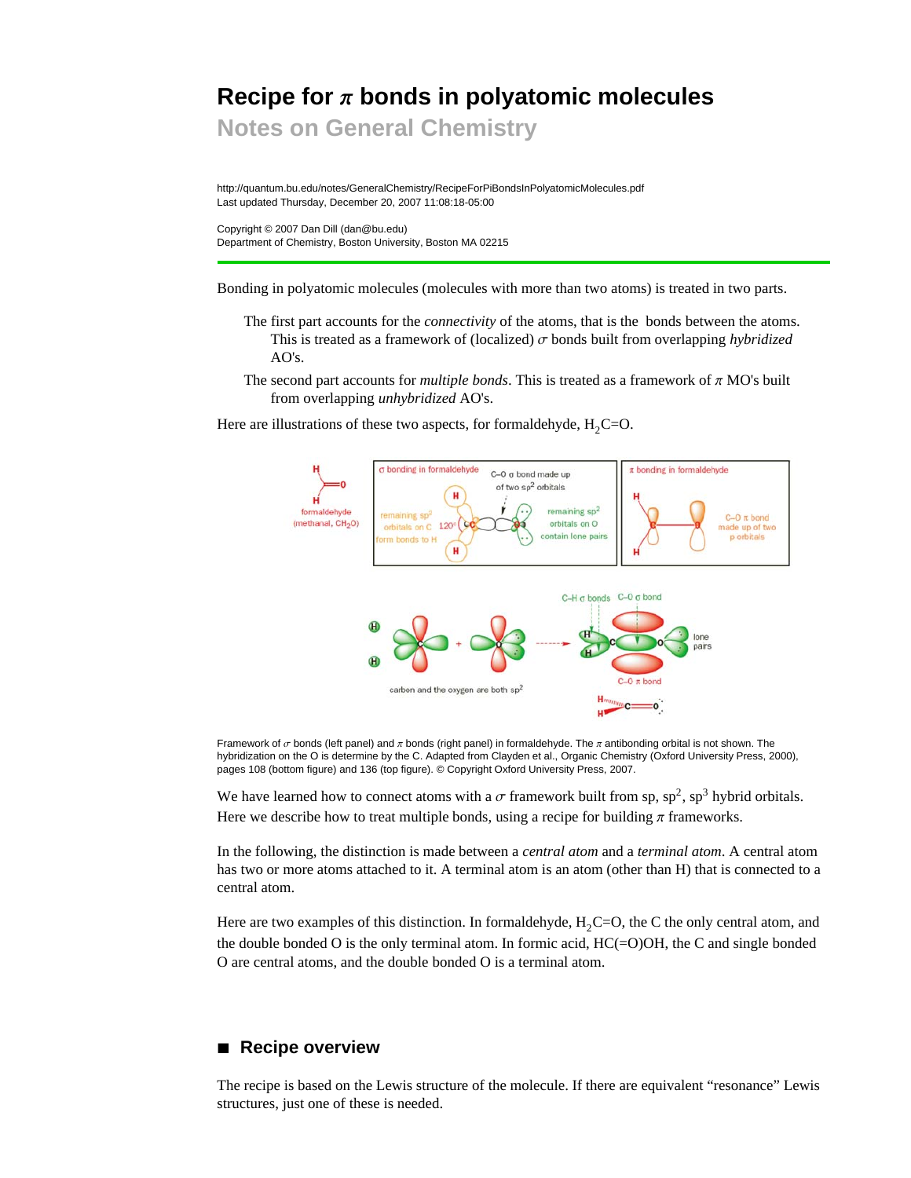# Recipe for $\pi$ bonds in polyatomic molecules

## Notes on General Chemistry

http://quantum.bu.edu/notes/GeneralChemistry/RecipeForPiBondsInPolyatomicMolecules.pdf
Last updated Thursday, December 20, 2007 11:08:18-05:00

Copyright © 2007 Dan Dill (dan@bu.edu)
Department of Chemistry, Boston University, Boston MA 02215

Bonding in polyatomic molecules (molecules with more than two atoms) is treated in two parts.

The first part accounts for the *connectivity* of the atoms, that is the bonds between the atoms. This is treated as a framework of (localized) $\sigma$ bonds built from overlapping *hybridized* AO's.

The second part accounts for *multiple bonds*. This is treated as a framework of $\pi$ MO's built from overlapping *unhybridized* AO's.

Here are illustrations of these two aspects, for formaldehyde, $H_2C$=O.

Framework of $\sigma$ bonds (left panel) and $\pi$ bonds (right panel) in formaldehyde. The $\pi$ antibonding orbital is not shown. The hybridization on the O is determine by the C. Adapted from Clayden et al., Organic Chemistry (Oxford University Press, 2000), pages 108 (bottom figure) and 136 (top figure). © Copyright Oxford University Press, 2007.

We have learned how to connect atoms with a $\sigma$ framework built from sp, $sp^2$, $sp^3$ hybrid orbitals. Here we describe how to treat multiple bonds, using a recipe for building $\pi$ frameworks.

In the following, the distinction is made between a *central atom* and a *terminal atom*. A central atom has two or more atoms attached to it. A terminal atom is an atom (other than H) that is connected to a central atom.

Here are two examples of this distinction. In formaldehyde, $H_2C$=O, the C the only central atom, and the double bonded O is the only terminal atom. In formic acid, HC(=O)OH, the C and single bonded O are central atoms, and the double bonded O is a terminal atom.

## ■ Recipe overview

The recipe is based on the Lewis structure of the molecule. If there are equivalent "resonance" Lewis structures, just one of these is needed.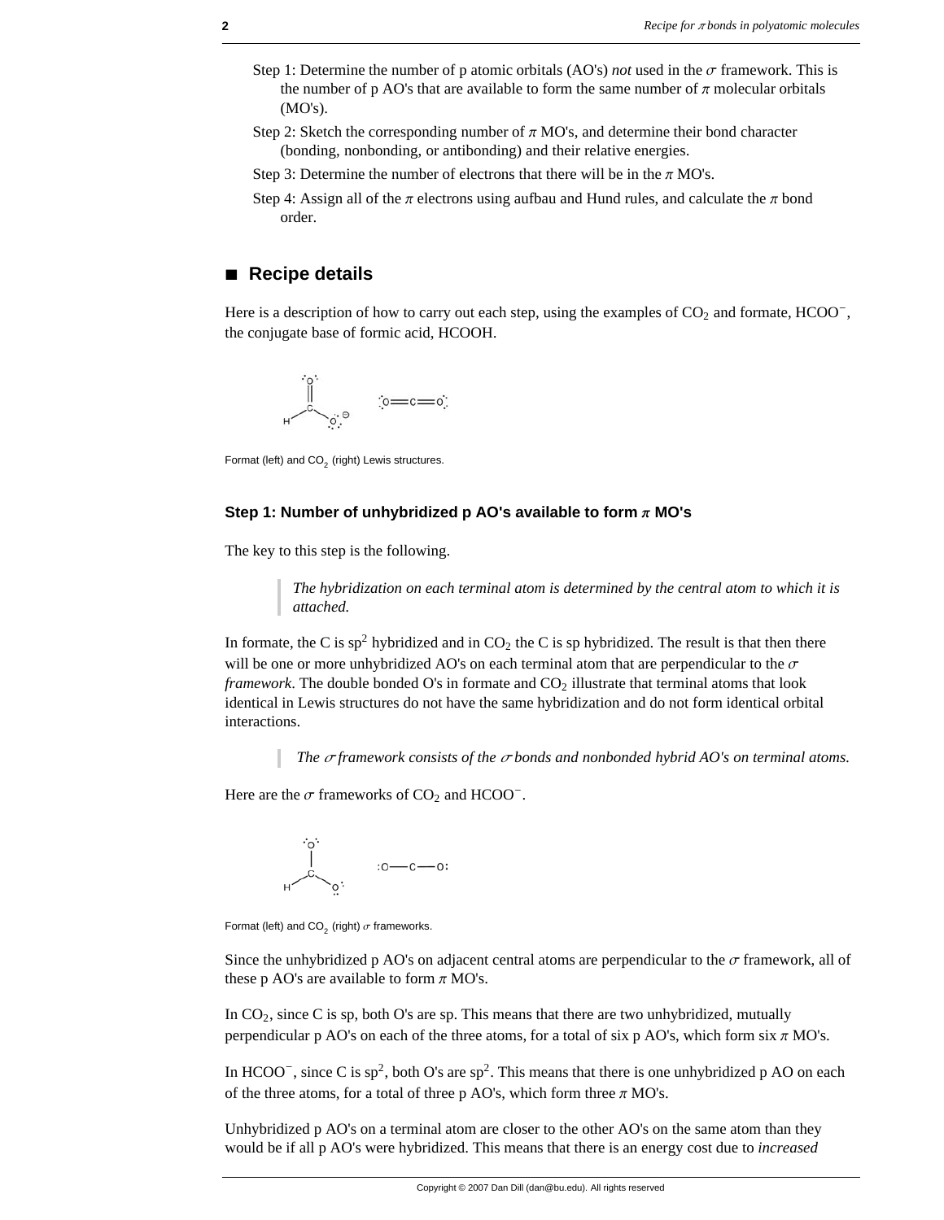Step 1: Determine the number of p atomic orbitals (AO's) *not* used in the $\sigma$ framework. This is the number of p AO's that are available to form the same number of $\pi$ molecular orbitals (MO's).

Step 2: Sketch the corresponding number of $\pi$ MO's, and determine their bond character (bonding, nonbonding, or antibonding) and their relative energies.

Step 3: Determine the number of electrons that there will be in the $\pi$ MO's.

Step 4: Assign all of the $\pi$ electrons using aufbau and Hund rules, and calculate the $\pi$ bond order.

## ■ Recipe details

Here is a description of how to carry out each step, using the examples of $CO_2$ and formate, $HCOO^-$, the conjugate base of formic acid, HCOOH.

Format (left) and $CO_2$ (right) Lewis structures.

### Step 1: Number of unhybridized p AO's available to form $\pi$ MO's

The key to this step is the following.

> *The hybridization on each terminal atom is determined by the central atom to which it is attached.*

In formate, the C is $sp^2$ hybridized and in $CO_2$ the C is sp hybridized. The result is that then there will be one or more unhybridized AO's on each terminal atom that are perpendicular to the $\sigma$ *framework*. The double bonded O's in formate and $CO_2$ illustrate that terminal atoms that look identical in Lewis structures do not have the same hybridization and do not form identical orbital interactions.

> *The $\sigma$ framework consists of the $\sigma$ bonds and nonbonded hybrid AO's on terminal atoms.*

Here are the $\sigma$ frameworks of $CO_2$ and $HCOO^-$.

Format (left) and $CO_2$ (right) $\sigma$ frameworks.

Since the unhybridized p AO's on adjacent central atoms are perpendicular to the $\sigma$ framework, all of these p AO's are available to form $\pi$ MO's.

In $CO_2$, since C is sp, both O's are sp. This means that there are two unhybridized, mutually perpendicular p AO's on each of the three atoms, for a total of six p AO's, which form six $\pi$ MO's.

In $HCOO^-$, since C is $sp^2$, both O's are $sp^2$. This means that there is one unhybridized p AO on each of the three atoms, for a total of three p AO's, which form three $\pi$ MO's.

Unhybridized p AO's on a terminal atom are closer to the other AO's on the same atom than they would be if all p AO's were hybridized. This means that there is an energy cost due to *increased*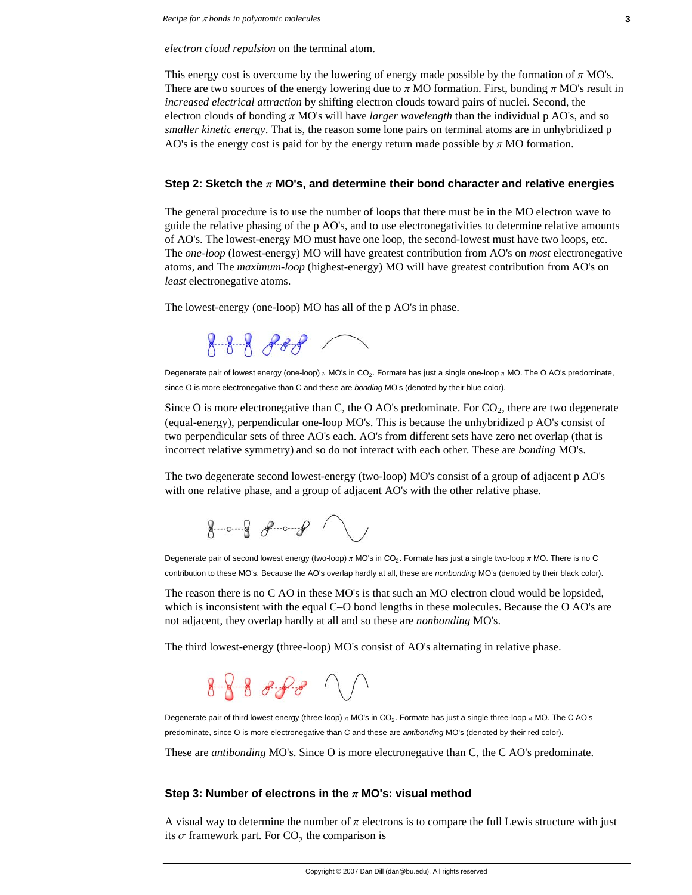*electron cloud repulsion* on the terminal atom.

This energy cost is overcome by the lowering of energy made possible by the formation of $\pi$ MO's. There are two sources of the energy lowering due to $\pi$ MO formation. First, bonding $\pi$ MO's result in *increased electrical attraction* by shifting electron clouds toward pairs of nuclei. Second, the electron clouds of bonding $\pi$ MO's will have *larger wavelength* than the individual p AO's, and so *smaller kinetic energy*. That is, the reason some lone pairs on terminal atoms are in unhybridized p AO's is the energy cost is paid for by the energy return made possible by $\pi$ MO formation.

### Step 2: Sketch the $\pi$ MO's, and determine their bond character and relative energies

The general procedure is to use the number of loops that there must be in the MO electron wave to guide the relative phasing of the p AO's, and to use electronegativities to determine relative amounts of AO's. The lowest-energy MO must have one loop, the second-lowest must have two loops, etc. The *one-loop* (lowest-energy) MO will have greatest contribution from AO's on *most* electronegative atoms, and The *maximum-loop* (highest-energy) MO will have greatest contribution from AO's on *least* electronegative atoms.

The lowest-energy (one-loop) MO has all of the p AO's in phase.

Degenerate pair of lowest energy (one-loop) $\pi$ MO's in $CO_2$. Formate has just a single one-loop $\pi$ MO. The O AO's predominate, since O is more electronegative than C and these are *bonding* MO's (denoted by their blue color).

Since O is more electronegative than C, the O AO's predominate. For $CO_2$, there are two degenerate (equal-energy), perpendicular one-loop MO's. This is because the unhybridized p AO's consist of two perpendicular sets of three AO's each. AO's from different sets have zero net overlap (that is incorrect relative symmetry) and so do not interact with each other. These are *bonding* MO's.

The two degenerate second lowest-energy (two-loop) MO's consist of a group of adjacent p AO's with one relative phase, and a group of adjacent AO's with the other relative phase.

Degenerate pair of second lowest energy (two-loop) $\pi$ MO's in $CO_2$. Formate has just a single two-loop $\pi$ MO. There is no C contribution to these MO's. Because the AO's overlap hardly at all, these are *nonbonding* MO's (denoted by their black color).

The reason there is no C AO in these MO's is that such an MO electron cloud would be lopsided, which is inconsistent with the equal C–O bond lengths in these molecules. Because the O AO's are not adjacent, they overlap hardly at all and so these are *nonbonding* MO's.

The third lowest-energy (three-loop) MO's consist of AO's alternating in relative phase.

Degenerate pair of third lowest energy (three-loop) $\pi$ MO's in $CO_2$. Formate has just a single three-loop $\pi$ MO. The C AO's predominate, since O is more electronegative than C and these are *antibonding* MO's (denoted by their red color).

These are *antibonding* MO's. Since O is more electronegative than C, the C AO's predominate.

### Step 3: Number of electrons in the $\pi$ MO's: visual method

A visual way to determine the number of $\pi$ electrons is to compare the full Lewis structure with just its $\sigma$ framework part. For $CO_2$ the comparison is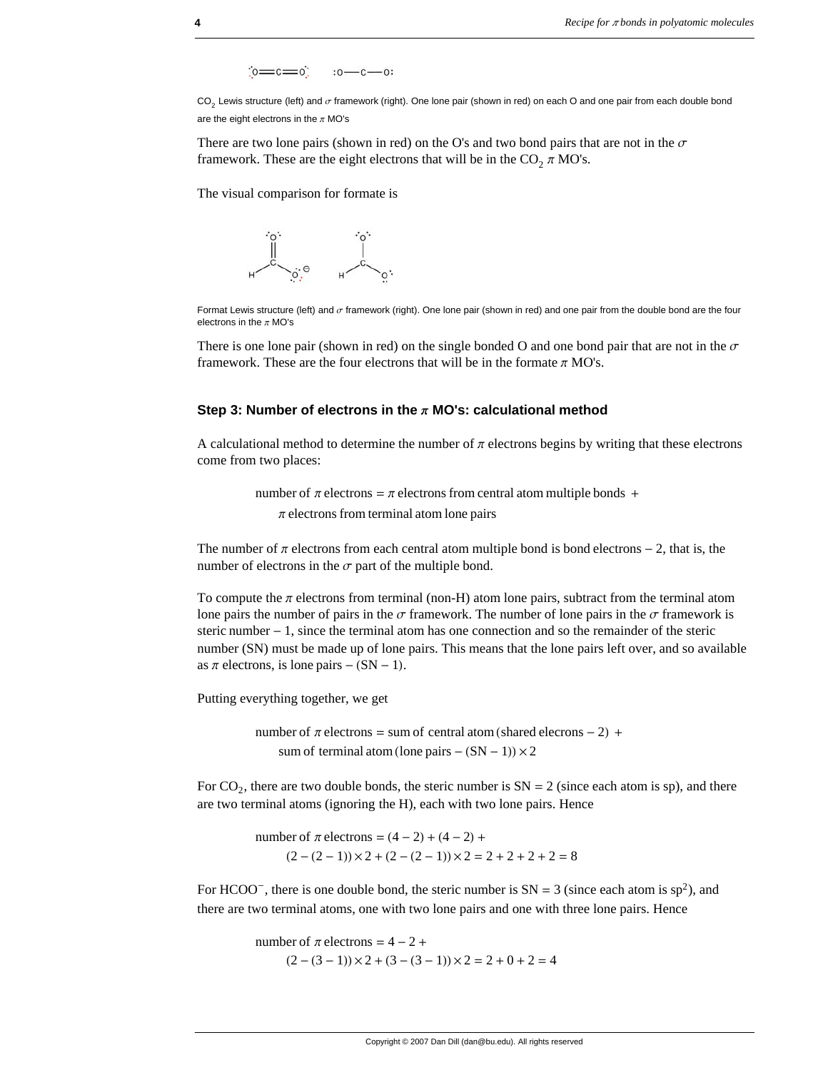CO$_2$ Lewis structure (left) and $\sigma$ framework (right). One lone pair (shown in red) on each O and one pair from each double bond are the eight electrons in the $\pi$ MO's

There are two lone pairs (shown in red) on the O's and two bond pairs that are not in the $\sigma$ framework. These are the eight electrons that will be in the CO$_2$ $\pi$ MO's.

The visual comparison for formate is

Format Lewis structure (left) and $\sigma$ framework (right). One lone pair (shown in red) and one pair from the double bond are the four electrons in the $\pi$ MO's

There is one lone pair (shown in red) on the single bonded O and one bond pair that are not in the $\sigma$ framework. These are the four electrons that will be in the formate $\pi$ MO's.

### Step 3: Number of electrons in the $\pi$ MO's: calculational method

A calculational method to determine the number of $\pi$ electrons begins by writing that these electrons come from two places:

$$\text{number of } \pi \text{ electrons} = \pi \text{ electrons from central atom multiple bonds } + \\ \pi \text{ electrons from terminal atom lone pairs}$$

The number of $\pi$ electrons from each central atom multiple bond is bond electrons $-$ 2, that is, the number of electrons in the $\sigma$ part of the multiple bond.

To compute the $\pi$ electrons from terminal (non-H) atom lone pairs, subtract from the terminal atom lone pairs the number of pairs in the $\sigma$ framework. The number of lone pairs in the $\sigma$ framework is steric number $-$ 1, since the terminal atom has one connection and so the remainder of the steric number (SN) must be made up of lone pairs. This means that the lone pairs left over, and so available as $\pi$ electrons, is lone pairs $-$ (SN $-$ 1).

Putting everything together, we get

$$\text{number of } \pi \text{ electrons} = \text{sum of central atom (shared elecrons} - 2) + \\ \text{sum of terminal atom (lone pairs} - (\text{SN} - 1)) \times 2$$

For CO$_2$, there are two double bonds, the steric number is SN = 2 (since each atom is sp), and there are two terminal atoms (ignoring the H), each with two lone pairs. Hence

$$\text{number of } \pi \text{ electrons} = (4-2) + (4-2) + \\ (2-(2-1)) \times 2 + (2-(2-1)) \times 2 = 2+2+2+2 = 8$$

For HCOO$^-$, there is one double bond, the steric number is SN = 3 (since each atom is sp$^2$), and there are two terminal atoms, one with two lone pairs and one with three lone pairs. Hence

$$\text{number of } \pi \text{ electrons} = 4 - 2 + \\ (2-(3-1)) \times 2 + (3-(3-1)) \times 2 = 2+0+2 = 4$$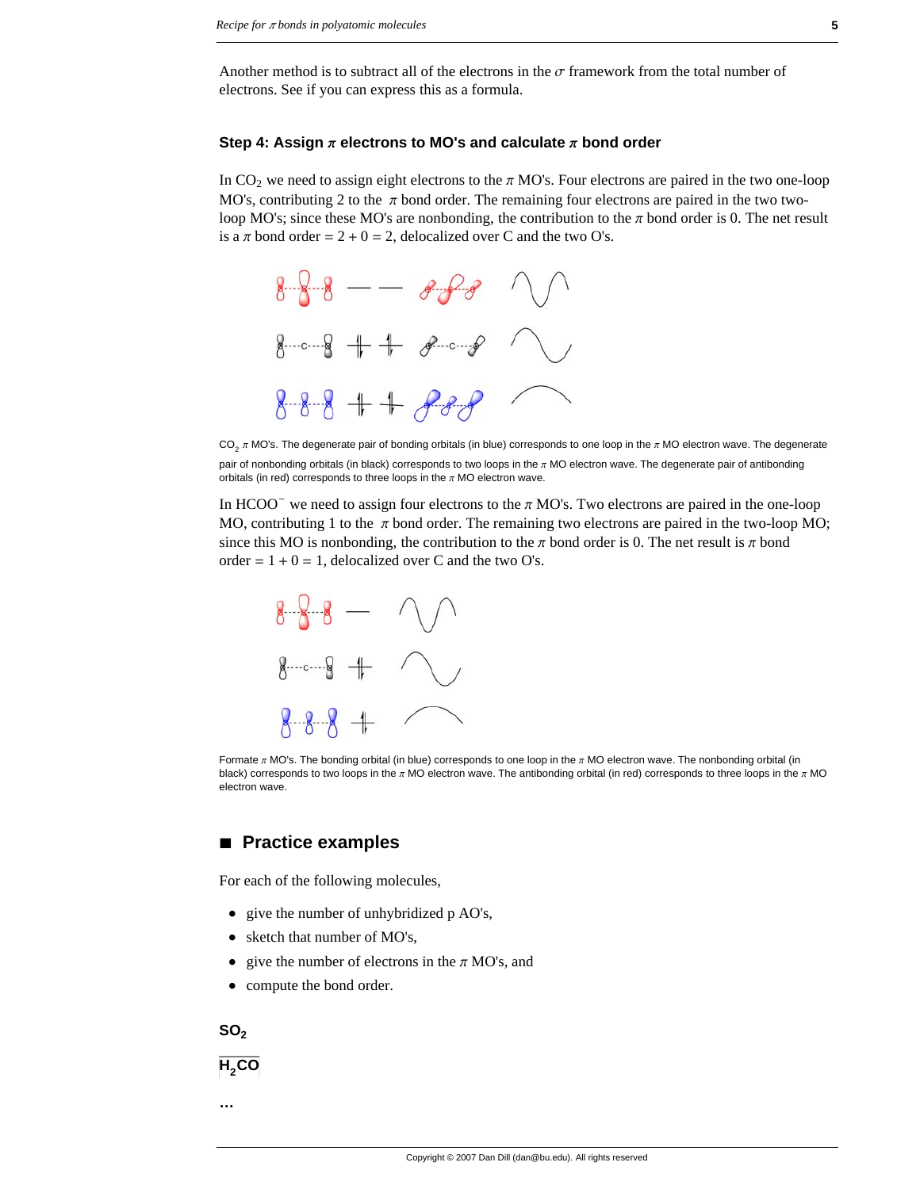Another method is to subtract all of the electrons in the $\sigma$ framework from the total number of electrons. See if you can express this as a formula.

### Step 4: Assign $\pi$ electrons to MO's and calculate $\pi$ bond order

In $CO_2$ we need to assign eight electrons to the $\pi$ MO's. Four electrons are paired in the two one-loop MO's, contributing 2 to the $\pi$ bond order. The remaining four electrons are paired in the two two-loop MO's; since these MO's are nonbonding, the contribution to the $\pi$ bond order is 0. The net result is a $\pi$ bond order = 2 + 0 = 2, delocalized over C and the two O's.

$CO_2$ $\pi$ MO's. The degenerate pair of bonding orbitals (in blue) corresponds to one loop in the $\pi$ MO electron wave. The degenerate pair of nonbonding orbitals (in black) corresponds to two loops in the $\pi$ MO electron wave. The degenerate pair of antibonding orbitals (in red) corresponds to three loops in the $\pi$ MO electron wave.

In $HCOO^-$ we need to assign four electrons to the $\pi$ MO's. Two electrons are paired in the one-loop MO, contributing 1 to the $\pi$ bond order. The remaining two electrons are paired in the two-loop MO; since this MO is nonbonding, the contribution to the $\pi$ bond order is 0. The net result is $\pi$ bond order = 1 + 0 = 1, delocalized over C and the two O's.

Formate $\pi$ MO's. The bonding orbital (in blue) corresponds to one loop in the $\pi$ MO electron wave. The nonbonding orbital (in black) corresponds to two loops in the $\pi$ MO electron wave. The antibonding orbital (in red) corresponds to three loops in the $\pi$ MO electron wave.

## ■ Practice examples

For each of the following molecules,

- give the number of unhybridized p AO's,
- sketch that number of MO's,
- give the number of electrons in the $\pi$ MO's, and
- compute the bond order.

**$SO_2$**

**$H_2CO$**

**...**